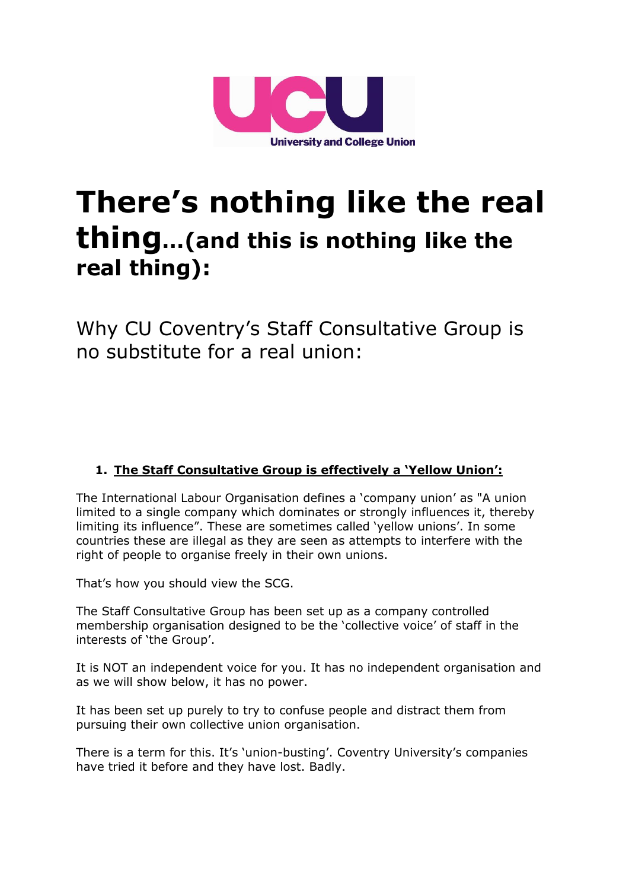University and College Union

# There's nothing like the real thing…(and this is nothing like the real thing):

Why CU Coventry's Staff Consultative Group is no substitute for a real union:

1. **The Staff Consultative Group is effectively a 'Yellow Union':**

The International Labour Organisation defines a 'company union' as "A union limited to a single company which dominates or strongly influences it, thereby limiting its influence". These are sometimes called 'yellow unions'. In some countries these are illegal as they are seen as attempts to interfere with the right of people to organise freely in their own unions.

That's how you should view the SCG.

The Staff Consultative Group has been set up as a company controlled membership organisation designed to be the 'collective voice' of staff in the interests of 'the Group'.

It is NOT an independent voice for you. It has no independent organisation and as we will show below, it has no power.

It has been set up purely to try to confuse people and distract them from pursuing their own collective union organisation.

There is a term for this. It's 'union-busting'. Coventry University's companies have tried it before and they have lost. Badly.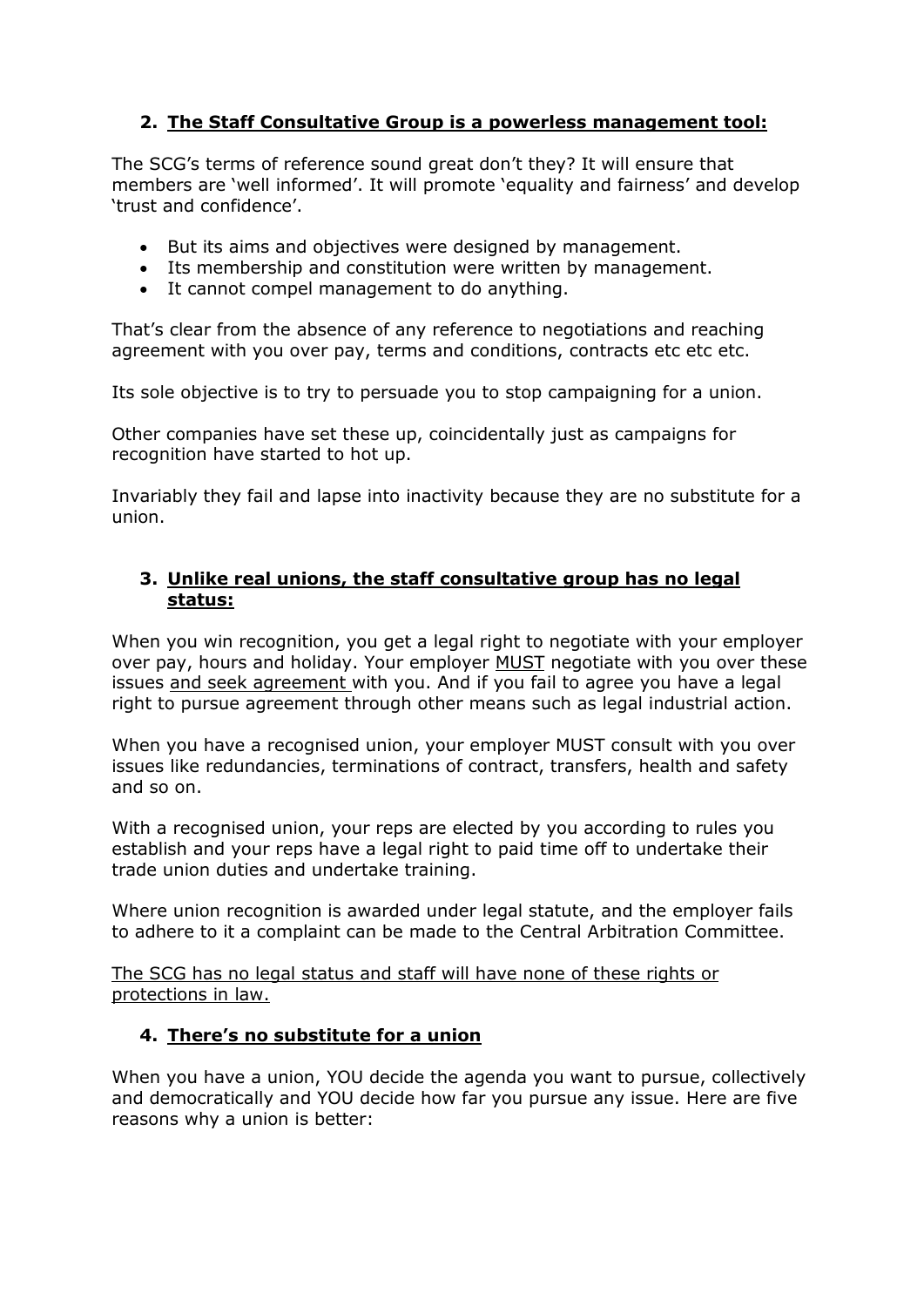## 2. **<u>The Staff Consultative Group is a powerless management tool:</u>**

The SCG's terms of reference sound great don't they? It will ensure that members are 'well informed'. It will promote 'equality and fairness' and develop 'trust and confidence'.

- But its aims and objectives were designed by management.
- Its membership and constitution were written by management.
- It cannot compel management to do anything.

That's clear from the absence of any reference to negotiations and reaching agreement with you over pay, terms and conditions, contracts etc etc etc.

Its sole objective is to try to persuade you to stop campaigning for a union.

Other companies have set these up, coincidentally just as campaigns for recognition have started to hot up.

Invariably they fail and lapse into inactivity because they are no substitute for a union.

## 3. **<u>Unlike real unions, the staff consultative group has no legal status:</u>**

When you win recognition, you get a legal right to negotiate with your employer over pay, hours and holiday. Your employer <u>MUST</u> negotiate with you over these issues <u>and seek agreement</u> with you. And if you fail to agree you have a legal right to pursue agreement through other means such as legal industrial action.

When you have a recognised union, your employer MUST consult with you over issues like redundancies, terminations of contract, transfers, health and safety and so on.

With a recognised union, your reps are elected by you according to rules you establish and your reps have a legal right to paid time off to undertake their trade union duties and undertake training.

Where union recognition is awarded under legal statute, and the employer fails to adhere to it a complaint can be made to the Central Arbitration Committee.

<u>The SCG has no legal status and staff will have none of these rights or protections in law.</u>

## 4. **<u>There's no substitute for a union</u>**

When you have a union, YOU decide the agenda you want to pursue, collectively and democratically and YOU decide how far you pursue any issue. Here are five reasons why a union is better: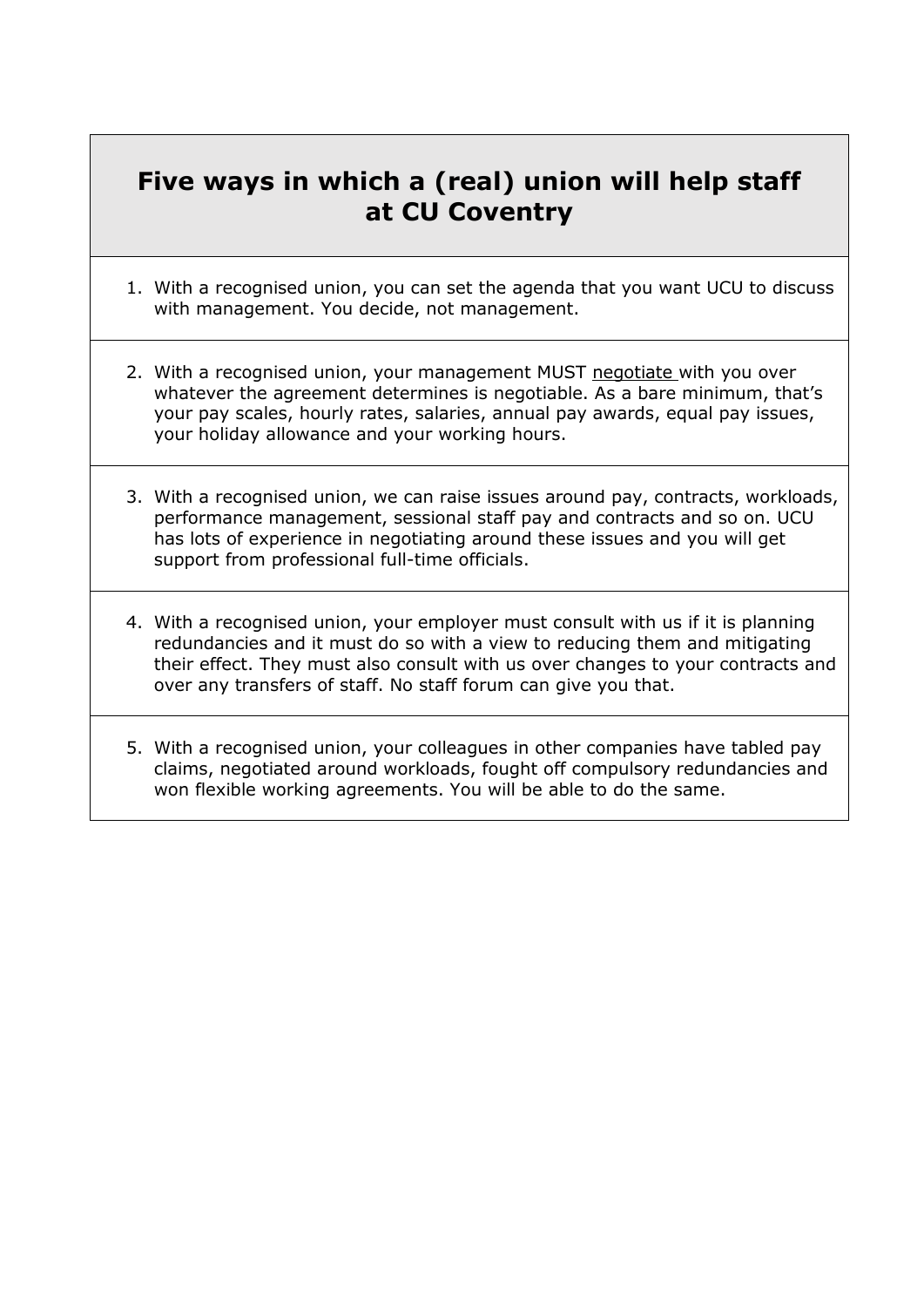## Five ways in which a (real) union will help staff at CU Coventry

1. With a recognised union, you can set the agenda that you want UCU to discuss with management. You decide, not management.

2. With a recognised union, your management MUST negotiate with you over whatever the agreement determines is negotiable. As a bare minimum, that's your pay scales, hourly rates, salaries, annual pay awards, equal pay issues, your holiday allowance and your working hours.

3. With a recognised union, we can raise issues around pay, contracts, workloads, performance management, sessional staff pay and contracts and so on. UCU has lots of experience in negotiating around these issues and you will get support from professional full-time officials.

4. With a recognised union, your employer must consult with us if it is planning redundancies and it must do so with a view to reducing them and mitigating their effect. They must also consult with us over changes to your contracts and over any transfers of staff. No staff forum can give you that.

5. With a recognised union, your colleagues in other companies have tabled pay claims, negotiated around workloads, fought off compulsory redundancies and won flexible working agreements. You will be able to do the same.